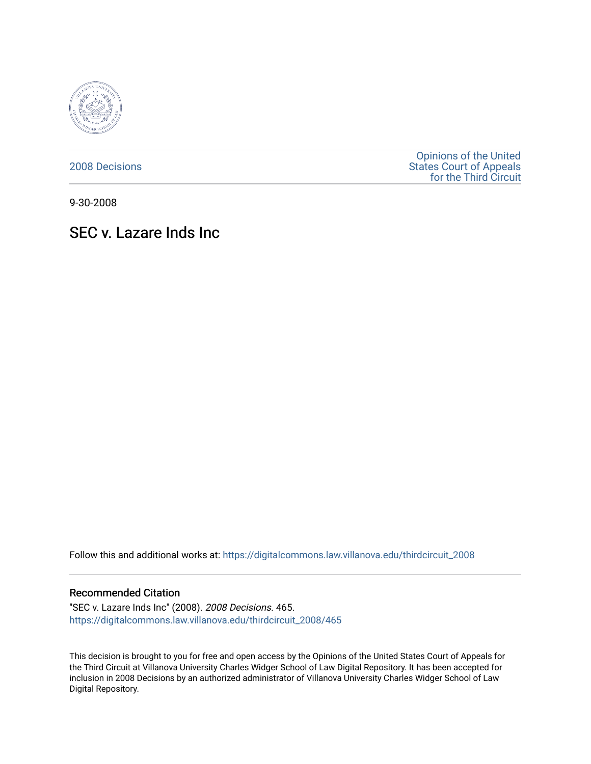2008 Decisions

Opinions of the United States Court of Appeals for the Third Circuit

9-30-2008

# SEC v. Lazare Inds Inc

Follow this and additional works at: https://digitalcommons.law.villanova.edu/thirdcircuit_2008

## Recommended Citation

"SEC v. Lazare Inds Inc" (2008). *2008 Decisions*. 465.
https://digitalcommons.law.villanova.edu/thirdcircuit_2008/465

This decision is brought to you for free and open access by the Opinions of the United States Court of Appeals for the Third Circuit at Villanova University Charles Widger School of Law Digital Repository. It has been accepted for inclusion in 2008 Decisions by an authorized administrator of Villanova University Charles Widger School of Law Digital Repository.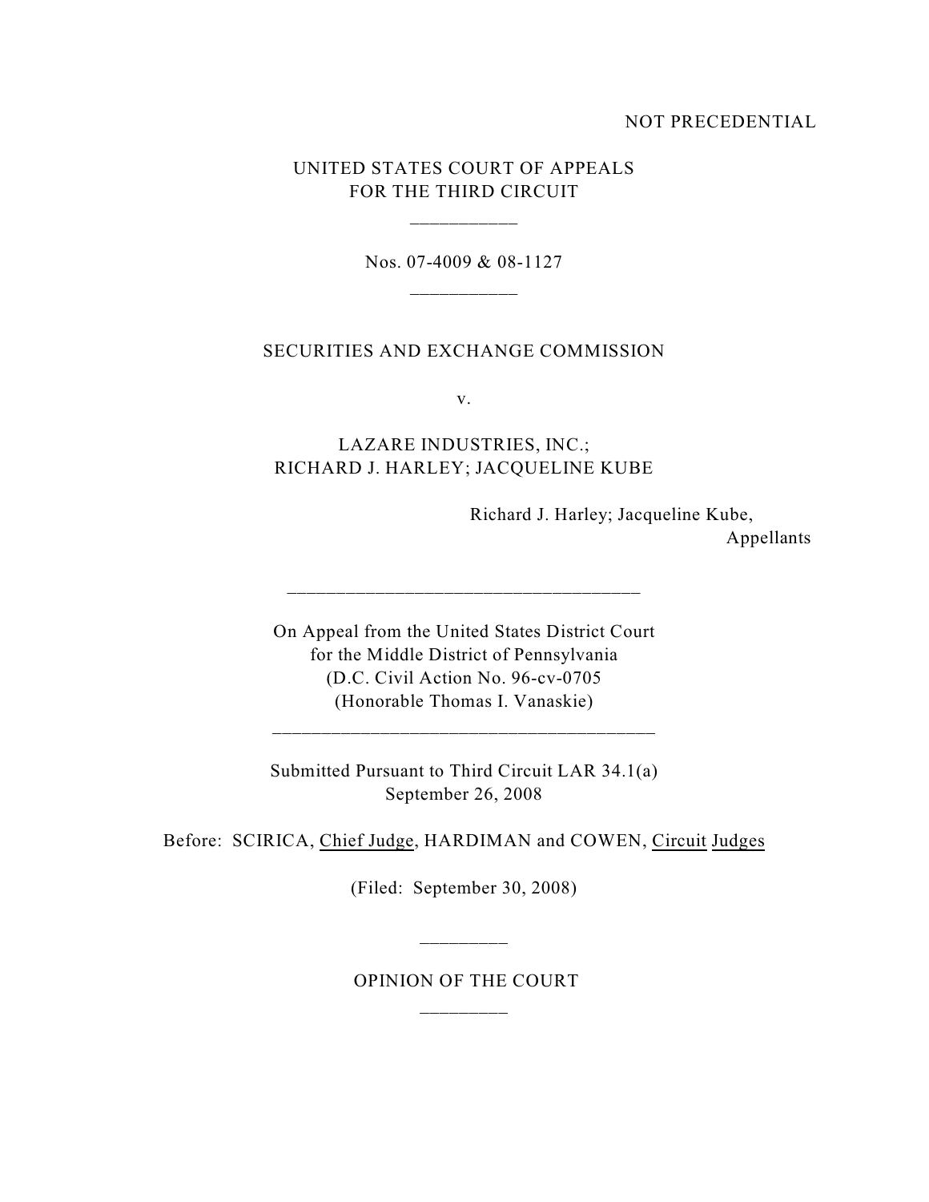NOT PRECEDENTIAL

UNITED STATES COURT OF APPEALS
FOR THE THIRD CIRCUIT

\_\_\_\_\_\_\_\_\_\_\_

Nos. 07-4009 & 08-1127

\_\_\_\_\_\_\_\_\_\_\_

SECURITIES AND EXCHANGE COMMISSION

v.

LAZARE INDUSTRIES, INC.;
RICHARD J. HARLEY; JACQUELINE KUBE

Richard J. Harley; Jacqueline Kube,
Appellants

\_\_\_\_\_\_\_\_\_\_\_\_\_\_\_\_\_\_\_\_\_\_\_\_\_\_\_\_\_\_\_\_\_\_\_\_

On Appeal from the United States District Court
for the Middle District of Pennsylvania
(D.C. Civil Action No. 96-cv-0705)
(Honorable Thomas I. Vanaskie)

\_\_\_\_\_\_\_\_\_\_\_\_\_\_\_\_\_\_\_\_\_\_\_\_\_\_\_\_\_\_\_\_\_\_\_\_

Submitted Pursuant to Third Circuit LAR 34.1(a)
September 26, 2008

Before: SCIRICA, Chief Judge, HARDIMAN and COWEN, Circuit Judges

(Filed: September 30, 2008)

\_\_\_\_\_\_\_\_\_

OPINION OF THE COURT

\_\_\_\_\_\_\_\_\_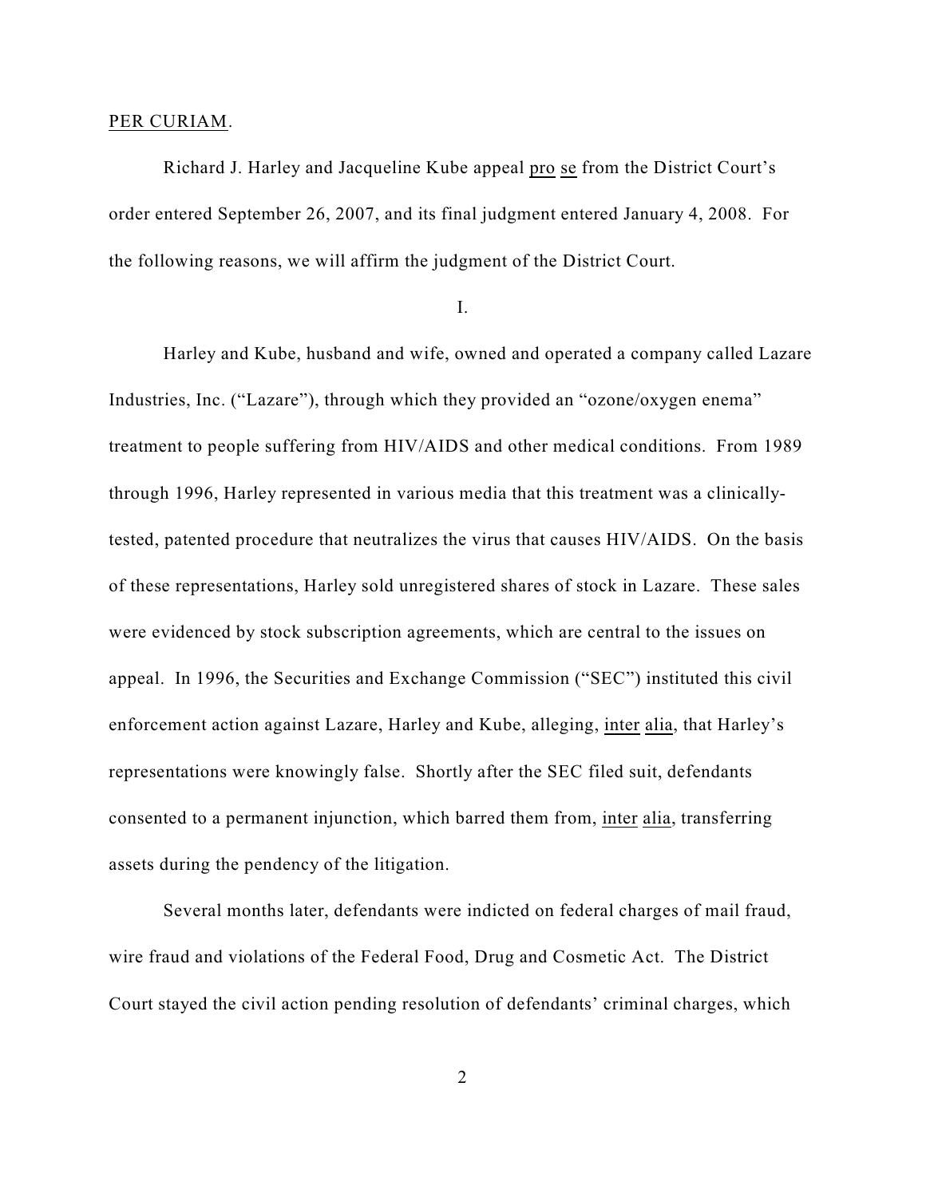PER CURIAM.

Richard J. Harley and Jacqueline Kube appeal pro se from the District Court's order entered September 26, 2007, and its final judgment entered January 4, 2008. For the following reasons, we will affirm the judgment of the District Court.

I.

Harley and Kube, husband and wife, owned and operated a company called Lazare Industries, Inc. ("Lazare"), through which they provided an "ozone/oxygen enema" treatment to people suffering from HIV/AIDS and other medical conditions. From 1989 through 1996, Harley represented in various media that this treatment was a clinically-tested, patented procedure that neutralizes the virus that causes HIV/AIDS. On the basis of these representations, Harley sold unregistered shares of stock in Lazare. These sales were evidenced by stock subscription agreements, which are central to the issues on appeal. In 1996, the Securities and Exchange Commission ("SEC") instituted this civil enforcement action against Lazare, Harley and Kube, alleging, inter alia, that Harley's representations were knowingly false. Shortly after the SEC filed suit, defendants consented to a permanent injunction, which barred them from, inter alia, transferring assets during the pendency of the litigation.

Several months later, defendants were indicted on federal charges of mail fraud, wire fraud and violations of the Federal Food, Drug and Cosmetic Act. The District Court stayed the civil action pending resolution of defendants' criminal charges, which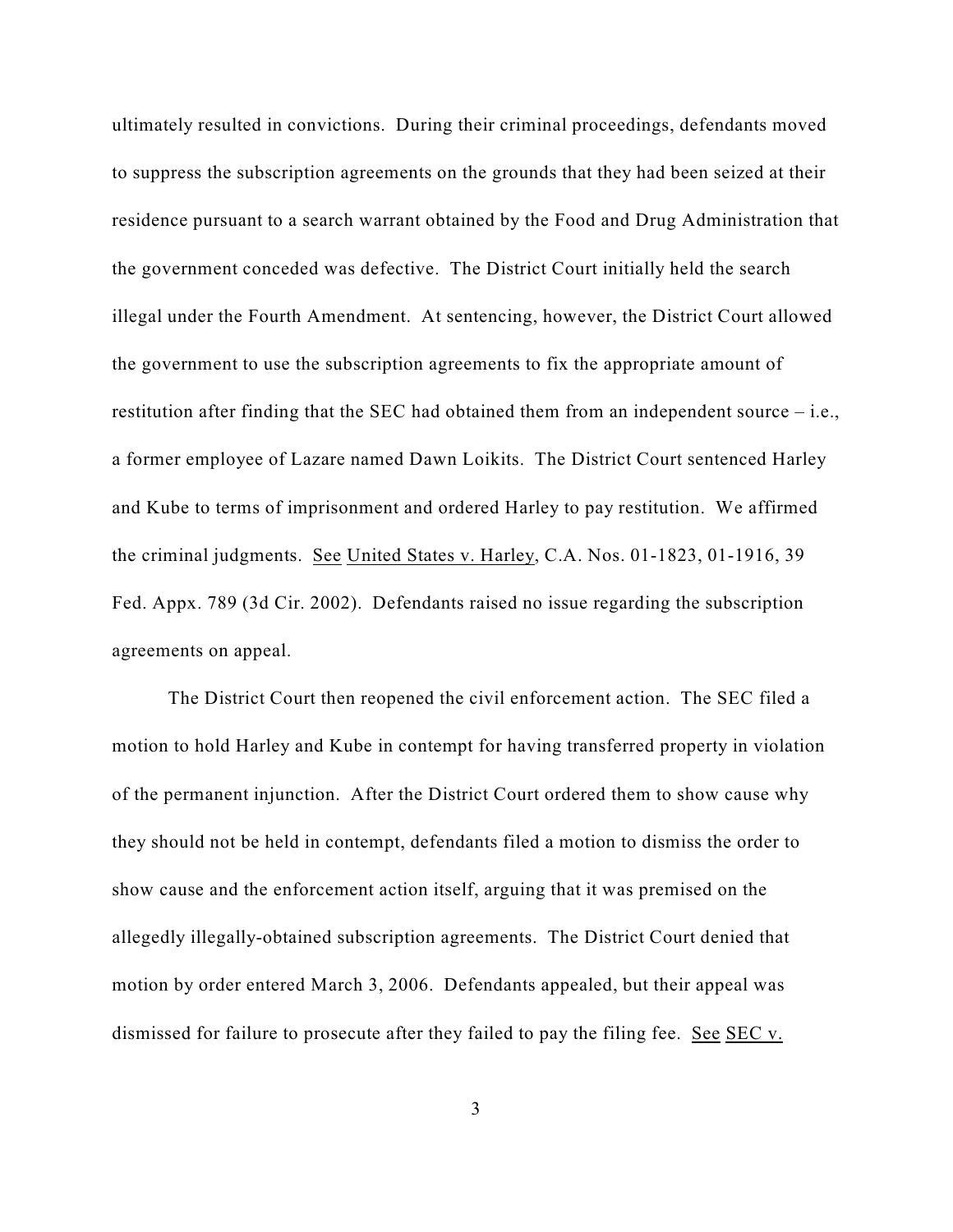ultimately resulted in convictions. During their criminal proceedings, defendants moved to suppress the subscription agreements on the grounds that they had been seized at their residence pursuant to a search warrant obtained by the Food and Drug Administration that the government conceded was defective. The District Court initially held the search illegal under the Fourth Amendment. At sentencing, however, the District Court allowed the government to use the subscription agreements to fix the appropriate amount of restitution after finding that the SEC had obtained them from an independent source – i.e., a former employee of Lazare named Dawn Loikits. The District Court sentenced Harley and Kube to terms of imprisonment and ordered Harley to pay restitution. We affirmed the criminal judgments. See United States v. Harley, C.A. Nos. 01-1823, 01-1916, 39 Fed. Appx. 789 (3d Cir. 2002). Defendants raised no issue regarding the subscription agreements on appeal.

The District Court then reopened the civil enforcement action. The SEC filed a motion to hold Harley and Kube in contempt for having transferred property in violation of the permanent injunction. After the District Court ordered them to show cause why they should not be held in contempt, defendants filed a motion to dismiss the order to show cause and the enforcement action itself, arguing that it was premised on the allegedly illegally-obtained subscription agreements. The District Court denied that motion by order entered March 3, 2006. Defendants appealed, but their appeal was dismissed for failure to prosecute after they failed to pay the filing fee. See SEC v.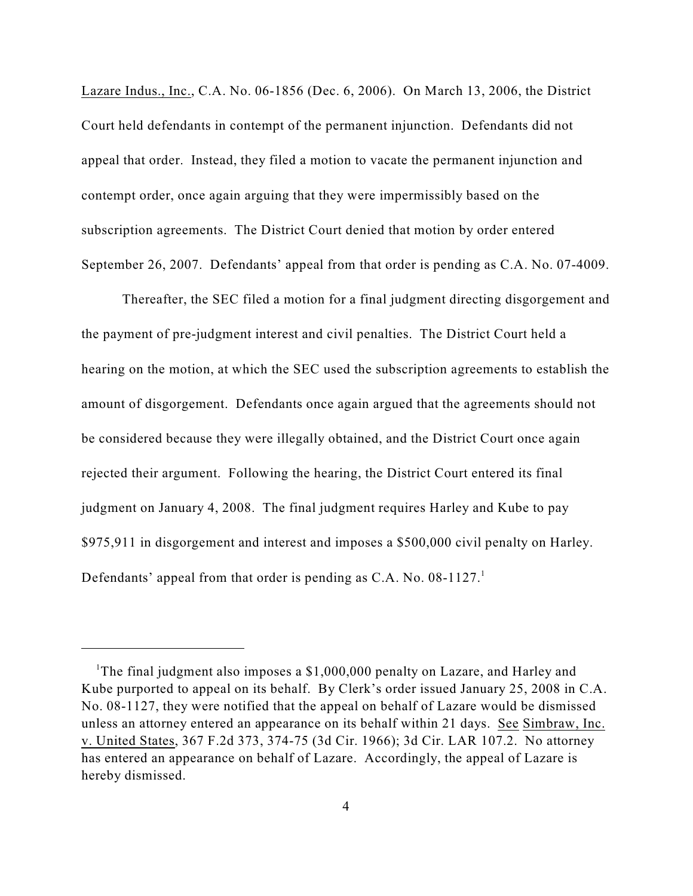Lazare Indus., Inc., C.A. No. 06-1856 (Dec. 6, 2006). On March 13, 2006, the District Court held defendants in contempt of the permanent injunction. Defendants did not appeal that order. Instead, they filed a motion to vacate the permanent injunction and contempt order, once again arguing that they were impermissibly based on the subscription agreements. The District Court denied that motion by order entered September 26, 2007. Defendants' appeal from that order is pending as C.A. No. 07-4009.

Thereafter, the SEC filed a motion for a final judgment directing disgorgement and the payment of pre-judgment interest and civil penalties. The District Court held a hearing on the motion, at which the SEC used the subscription agreements to establish the amount of disgorgement. Defendants once again argued that the agreements should not be considered because they were illegally obtained, and the District Court once again rejected their argument. Following the hearing, the District Court entered its final judgment on January 4, 2008. The final judgment requires Harley and Kube to pay $975,911 in disgorgement and interest and imposes a $500,000 civil penalty on Harley. Defendants' appeal from that order is pending as C.A. No. 08-1127.[1]

---

[1] The final judgment also imposes a $1,000,000 penalty on Lazare, and Harley and Kube purported to appeal on its behalf. By Clerk's order issued January 25, 2008 in C.A. No. 08-1127, they were notified that the appeal on behalf of Lazare would be dismissed unless an attorney entered an appearance on its behalf within 21 days. See Simbraw, Inc. v. United States, 367 F.2d 373, 374-75 (3d Cir. 1966); 3d Cir. LAR 107.2. No attorney has entered an appearance on behalf of Lazare. Accordingly, the appeal of Lazare is hereby dismissed.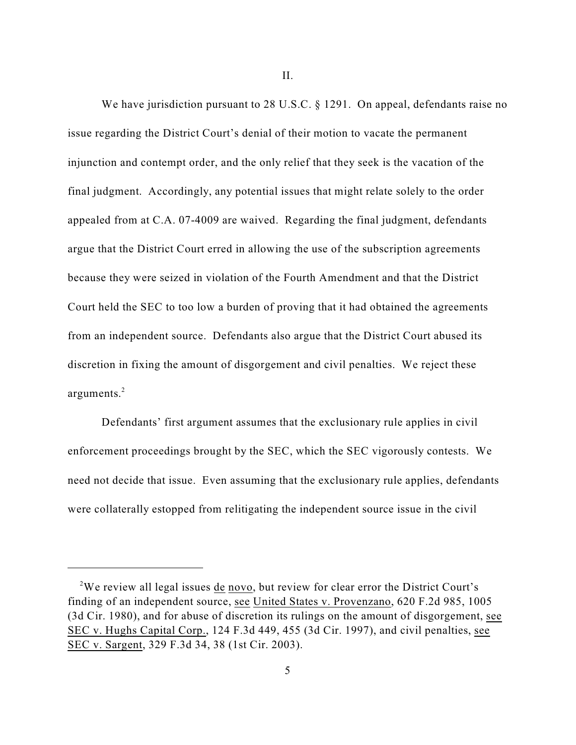II.

We have jurisdiction pursuant to 28 U.S.C. § 1291. On appeal, defendants raise no issue regarding the District Court's denial of their motion to vacate the permanent injunction and contempt order, and the only relief that they seek is the vacation of the final judgment. Accordingly, any potential issues that might relate solely to the order appealed from at C.A. 07-4009 are waived. Regarding the final judgment, defendants argue that the District Court erred in allowing the use of the subscription agreements because they were seized in violation of the Fourth Amendment and that the District Court held the SEC to too low a burden of proving that it had obtained the agreements from an independent source. Defendants also argue that the District Court abused its discretion in fixing the amount of disgorgement and civil penalties. We reject these arguments.[2]

Defendants' first argument assumes that the exclusionary rule applies in civil enforcement proceedings brought by the SEC, which the SEC vigorously contests. We need not decide that issue. Even assuming that the exclusionary rule applies, defendants were collaterally estopped from relitigating the independent source issue in the civil

---

[2] We review all legal issues de novo, but review for clear error the District Court's finding of an independent source, see United States v. Provenzano, 620 F.2d 985, 1005 (3d Cir. 1980), and for abuse of discretion its rulings on the amount of disgorgement, see SEC v. Hughs Capital Corp., 124 F.3d 449, 455 (3d Cir. 1997), and civil penalties, see SEC v. Sargent, 329 F.3d 34, 38 (1st Cir. 2003).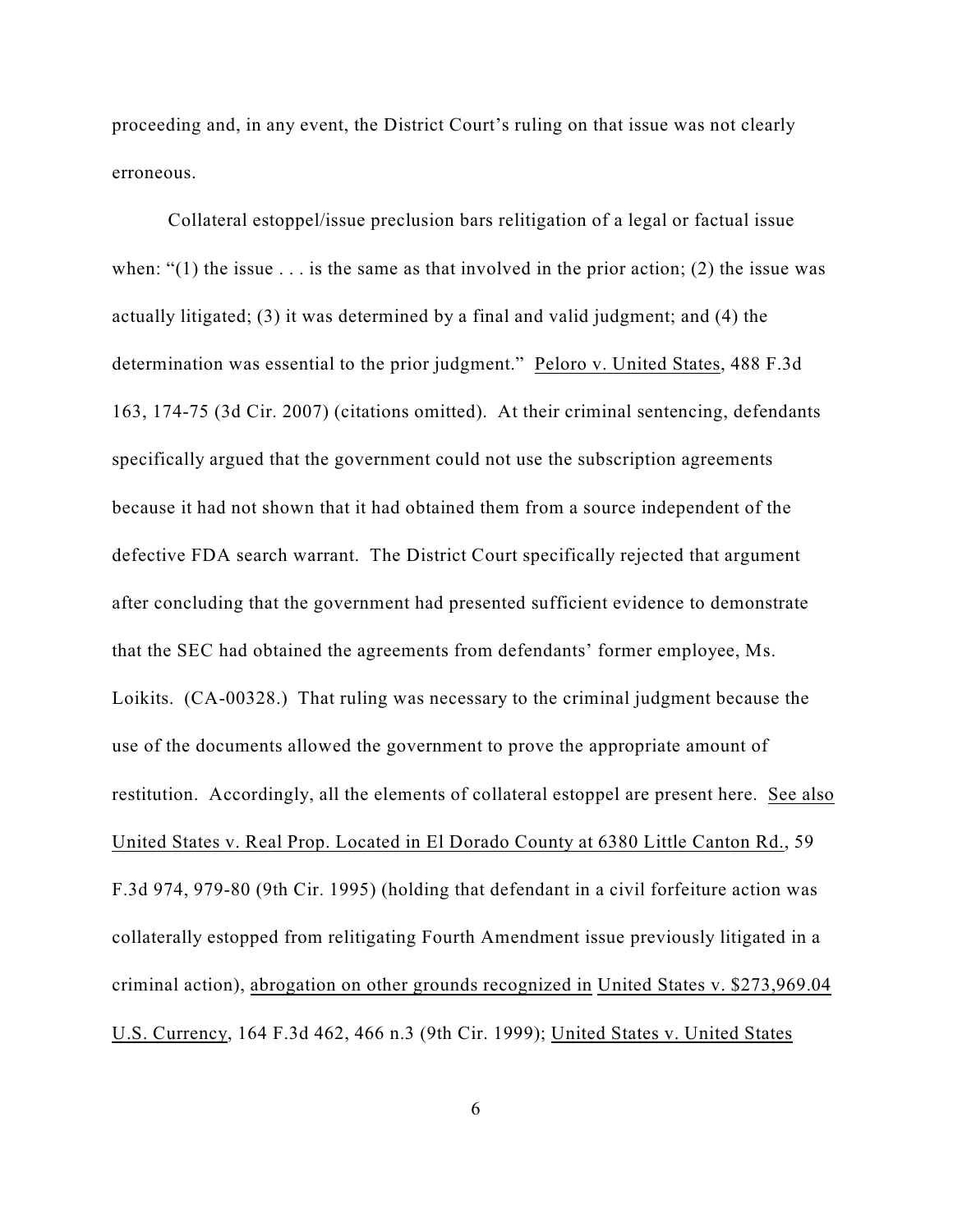proceeding and, in any event, the District Court's ruling on that issue was not clearly erroneous.

Collateral estoppel/issue preclusion bars relitigation of a legal or factual issue when: "(1) the issue . . . is the same as that involved in the prior action; (2) the issue was actually litigated; (3) it was determined by a final and valid judgment; and (4) the determination was essential to the prior judgment." Peloro v. United States, 488 F.3d 163, 174-75 (3d Cir. 2007) (citations omitted). At their criminal sentencing, defendants specifically argued that the government could not use the subscription agreements because it had not shown that it had obtained them from a source independent of the defective FDA search warrant. The District Court specifically rejected that argument after concluding that the government had presented sufficient evidence to demonstrate that the SEC had obtained the agreements from defendants' former employee, Ms. Loikits. (CA-00328.) That ruling was necessary to the criminal judgment because the use of the documents allowed the government to prove the appropriate amount of restitution. Accordingly, all the elements of collateral estoppel are present here. See also United States v. Real Prop. Located in El Dorado County at 6380 Little Canton Rd., 59 F.3d 974, 979-80 (9th Cir. 1995) (holding that defendant in a civil forfeiture action was collaterally estopped from relitigating Fourth Amendment issue previously litigated in a criminal action), abrogation on other grounds recognized in United States v. $273,969.04 U.S. Currency, 164 F.3d 462, 466 n.3 (9th Cir. 1999); United States v. United States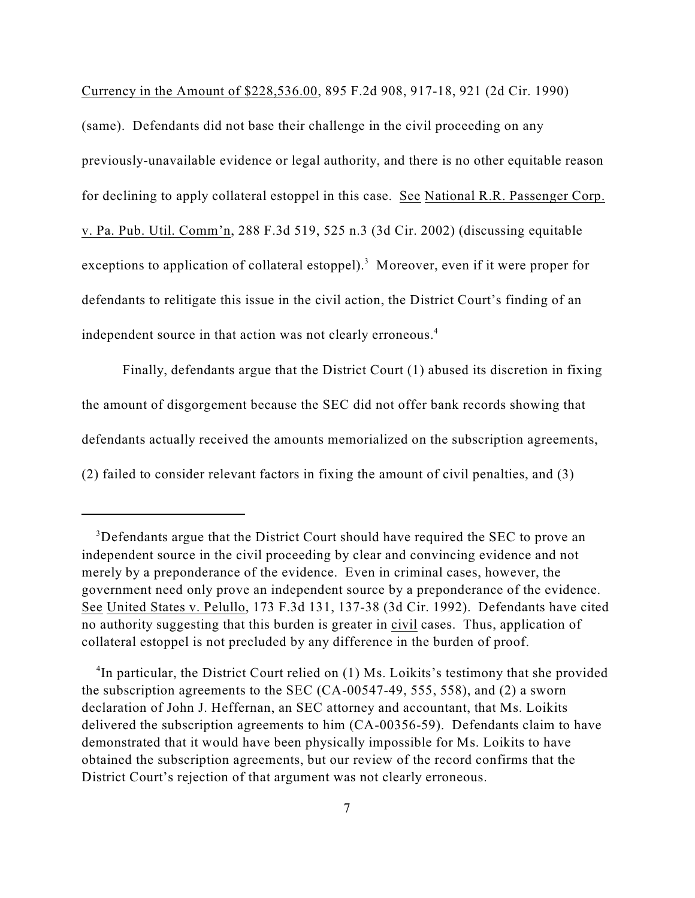Currency in the Amount of $228,536.00, 895 F.2d 908, 917-18, 921 (2d Cir. 1990) (same). Defendants did not base their challenge in the civil proceeding on any previously-unavailable evidence or legal authority, and there is no other equitable reason for declining to apply collateral estoppel in this case. See National R.R. Passenger Corp. v. Pa. Pub. Util. Comm'n, 288 F.3d 519, 525 n.3 (3d Cir. 2002) (discussing equitable exceptions to application of collateral estoppel).[3] Moreover, even if it were proper for defendants to relitigate this issue in the civil action, the District Court's finding of an independent source in that action was not clearly erroneous.[4]

Finally, defendants argue that the District Court (1) abused its discretion in fixing the amount of disgorgement because the SEC did not offer bank records showing that defendants actually received the amounts memorialized on the subscription agreements, (2) failed to consider relevant factors in fixing the amount of civil penalties, and (3)

---

[3] Defendants argue that the District Court should have required the SEC to prove an independent source in the civil proceeding by clear and convincing evidence and not merely by a preponderance of the evidence. Even in criminal cases, however, the government need only prove an independent source by a preponderance of the evidence. See United States v. Pelullo, 173 F.3d 131, 137-38 (3d Cir. 1992). Defendants have cited no authority suggesting that this burden is greater in civil cases. Thus, application of collateral estoppel is not precluded by any difference in the burden of proof.

[4] In particular, the District Court relied on (1) Ms. Loikits's testimony that she provided the subscription agreements to the SEC (CA-00547-49, 555, 558), and (2) a sworn declaration of John J. Heffernan, an SEC attorney and accountant, that Ms. Loikits delivered the subscription agreements to him (CA-00356-59). Defendants claim to have demonstrated that it would have been physically impossible for Ms. Loikits to have obtained the subscription agreements, but our review of the record confirms that the District Court's rejection of that argument was not clearly erroneous.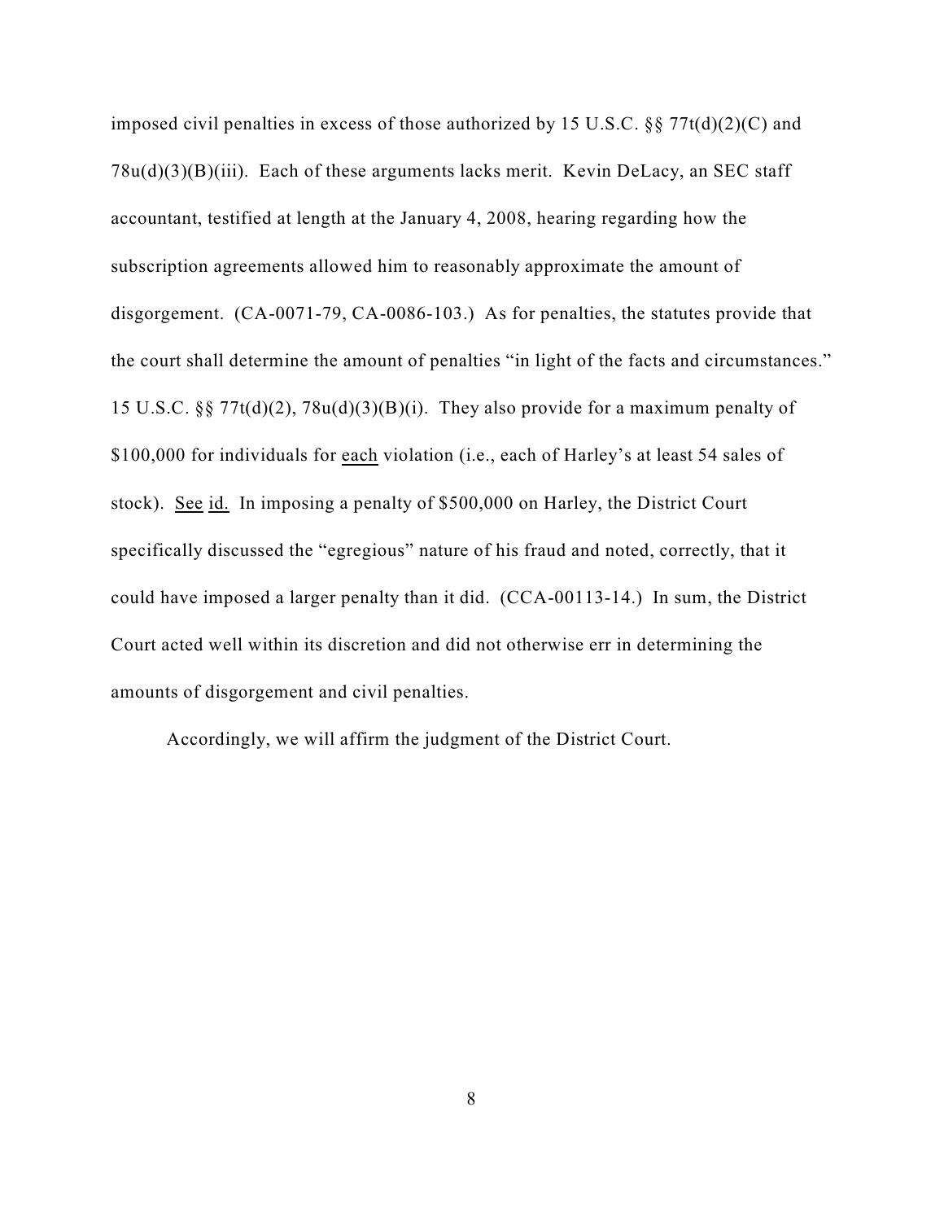imposed civil penalties in excess of those authorized by 15 U.S.C. §§ 77t(d)(2)(C) and 78u(d)(3)(B)(iii). Each of these arguments lacks merit. Kevin DeLacy, an SEC staff accountant, testified at length at the January 4, 2008, hearing regarding how the subscription agreements allowed him to reasonably approximate the amount of disgorgement. (CA-0071-79, CA-0086-103.) As for penalties, the statutes provide that the court shall determine the amount of penalties "in light of the facts and circumstances." 15 U.S.C. §§ 77t(d)(2), 78u(d)(3)(B)(i). They also provide for a maximum penalty of $100,000 for individuals for each violation (i.e., each of Harley's at least 54 sales of stock). See id. In imposing a penalty of $500,000 on Harley, the District Court specifically discussed the "egregious" nature of his fraud and noted, correctly, that it could have imposed a larger penalty than it did. (CCA-00113-14.) In sum, the District Court acted well within its discretion and did not otherwise err in determining the amounts of disgorgement and civil penalties.

Accordingly, we will affirm the judgment of the District Court.